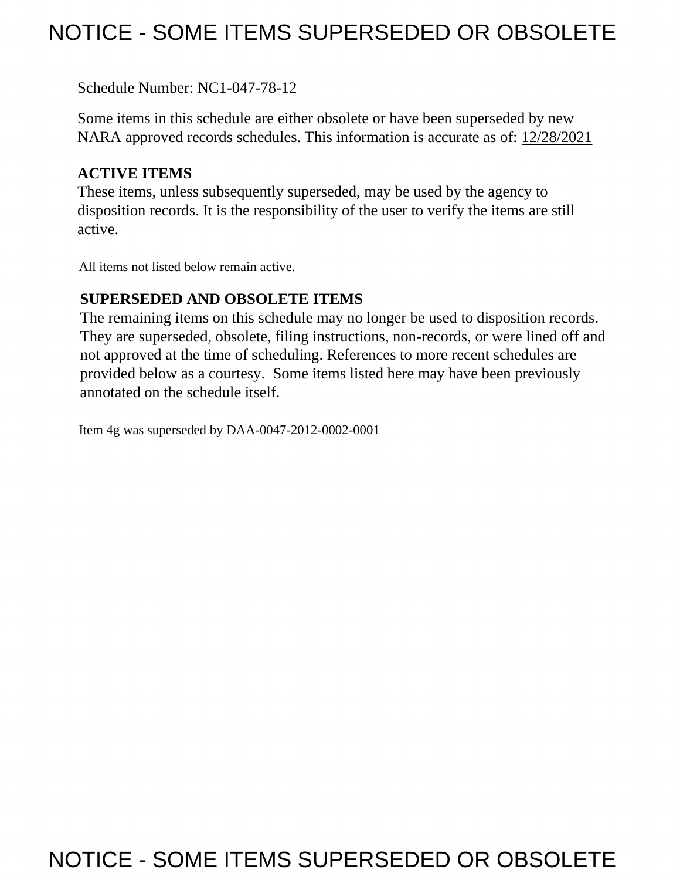# NOTICE - SOME ITEMS SUPERSEDED OR OBSOLETE

Schedule Number: NC1-047-78-12

Some items in this schedule are either obsolete or have been superseded by new NARA approved records schedules. This information is accurate as of: 12/28/2021

**ACTIVE ITEMS**

These items, unless subsequently superseded, may be used by the agency to disposition records. It is the responsibility of the user to verify the items are still active.

All items not listed below remain active.

**SUPERSEDED AND OBSOLETE ITEMS**

The remaining items on this schedule may no longer be used to disposition records. They are superseded, obsolete, filing instructions, non-records, or were lined off and not approved at the time of scheduling. References to more recent schedules are provided below as a courtesy. Some items listed here may have been previously annotated on the schedule itself.

Item 4g was superseded by DAA-0047-2012-0002-0001

# NOTICE - SOME ITEMS SUPERSEDED OR OBSOLETE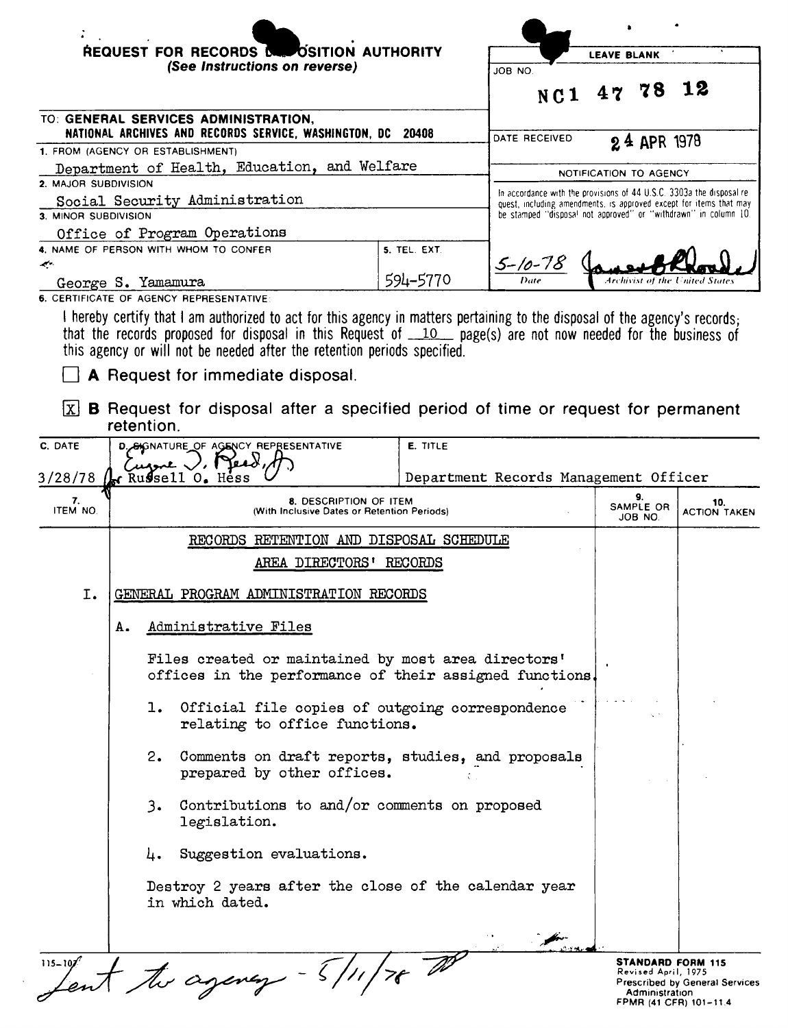**REQUEST FOR RECORDS DISPOSITION AUTHORITY**
*(See Instructions on reverse)*

| LEAVE BLANK | |
|---|---|
| JOB NO. | NC1 47 78 12 |
| DATE RECEIVED | 24 APR 1978 |
| NOTIFICATION TO AGENCY | |

In accordance with the provisions of 44 U.S.C. 3303a the disposal request, including amendments, is approved except for items that may be stamped "disposal not approved" or "withdrawn" in column 10.

5-10-78 — Date — [signature] Archivist of the United States

TO: **GENERAL SERVICES ADMINISTRATION, NATIONAL ARCHIVES AND RECORDS SERVICE, WASHINGTON, DC 20408**

1. FROM (AGENCY OR ESTABLISHMENT): Department of Health, Education, and Welfare
2. MAJOR SUBDIVISION: Social Security Administration
3. MINOR SUBDIVISION: Office of Program Operations
4. NAME OF PERSON WITH WHOM TO CONFER: George S. Yamamura
5. TEL. EXT.: 594-5770

6. CERTIFICATE OF AGENCY REPRESENTATIVE:

I hereby certify that I am authorized to act for this agency in matters pertaining to the disposal of the agency's records; that the records proposed for disposal in this Request of 10 page(s) are not now needed for the business of this agency or will not be needed after the retention periods specified.

☐ **A** Request for immediate disposal.

☒ **B** Request for disposal after a specified period of time or request for permanent retention.

| C. DATE | D. SIGNATURE OF AGENCY REPRESENTATIVE | E. TITLE |
|---|---|---|
| 3/28/78 | Eugene J. Reed, Jr. for Russell O. Hess | Department Records Management Officer |

| 7. ITEM NO. | 8. DESCRIPTION OF ITEM (With Inclusive Dates or Retention Periods) | 9. SAMPLE OR JOB NO. | 10. ACTION TAKEN |
|---|---|---|---|

RECORDS RETENTION AND DISPOSAL SCHEDULE

AREA DIRECTORS' RECORDS

I. GENERAL PROGRAM ADMINISTRATION RECORDS

A. Administrative Files

Files created or maintained by most area directors' offices in the performance of their assigned functions.

1. Official file copies of outgoing correspondence relating to office functions.
2. Comments on draft reports, studies, and proposals prepared by other offices.
3. Contributions to and/or comments on proposed legislation.
4. Suggestion evaluations.

Destroy 2 years after the close of the calendar year in which dated.

115-107

Sent to agency - 5/11/78

**STANDARD FORM 115**
Revised April, 1975
Prescribed by General Services Administration
FPMR (41 CFR) 101-11.4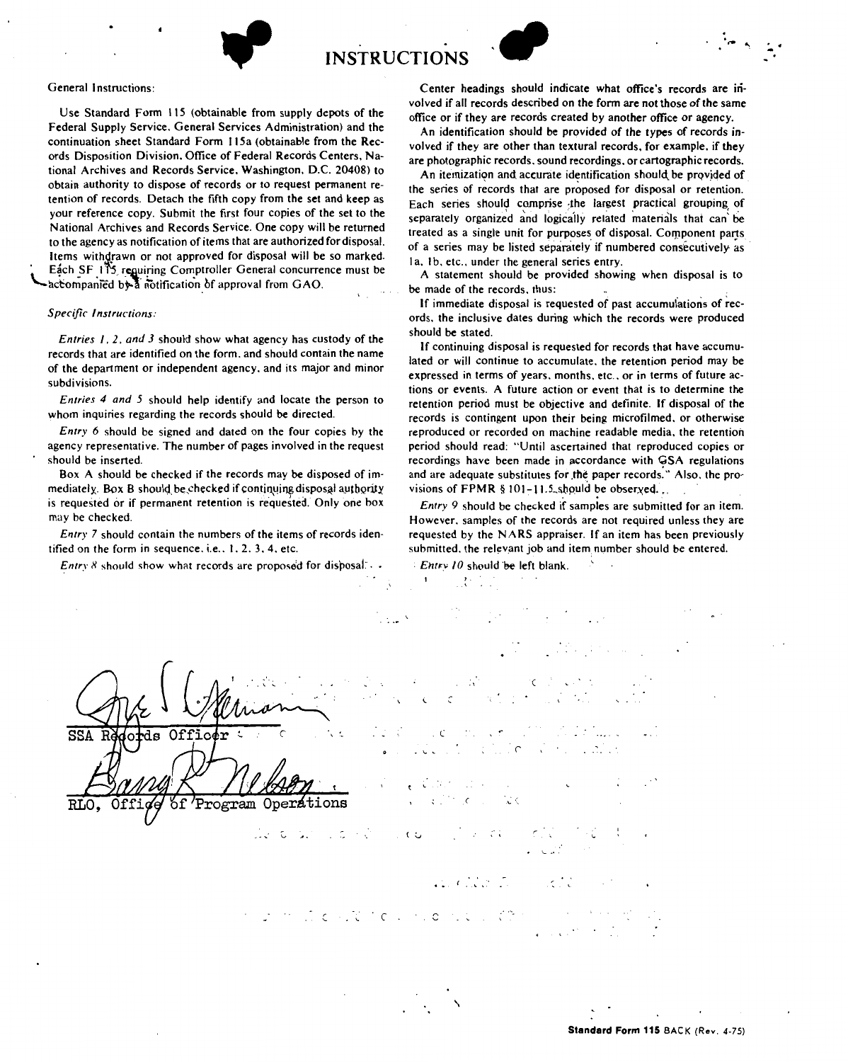# INSTRUCTIONS

General Instructions:

Use Standard Form 115 (obtainable from supply depots of the Federal Supply Service, General Services Administration) and the continuation sheet Standard Form 115a (obtainable from the Records Disposition Division, Office of Federal Records Centers, National Archives and Records Service, Washington, D.C. 20408) to obtain authority to dispose of records or to request permanent retention of records. Detach the fifth copy from the set and keep as your reference copy. Submit the first four copies of the set to the National Archives and Records Service. One copy will be returned to the agency as notification of items that are authorized for disposal. Items withdrawn or not approved for disposal will be so marked. Each SF 115 requiring Comptroller General concurrence must be accompanied by a notification of approval from GAO.

*Specific Instructions:*

*Entries 1, 2, and 3* should show what agency has custody of the records that are identified on the form, and should contain the name of the department or independent agency, and its major and minor subdivisions.

*Entries 4 and 5* should help identify and locate the person to whom inquiries regarding the records should be directed.

*Entry 6* should be signed and dated on the four copies by the agency representative. The number of pages involved in the request should be inserted.

Box A should be checked if the records may be disposed of immediately. Box B should be checked if continuing disposal authority is requested or if permanent retention is requested. Only one box may be checked.

*Entry 7* should contain the numbers of the items of records identified on the form in sequence, i.e., 1, 2, 3, 4, etc.

*Entry 8* should show what records are proposed for disposal.

Center headings should indicate what office's records are involved if all records described on the form are not those of the same office or if they are records created by another office or agency.

An identification should be provided of the types of records involved if they are other than textural records, for example, if they are photographic records, sound recordings, or cartographic records.

An itemization and accurate identification should be provided of the series of records that are proposed for disposal or retention. Each series should comprise the largest practical grouping of separately organized and logically related materials that can be treated as a single unit for purposes of disposal. Component parts of a series may be listed separately if numbered consecutively as 1a, 1b, etc., under the general series entry.

A statement should be provided showing when disposal is to be made of the records, thus:

If immediate disposal is requested of past accumulations of records, the inclusive dates during which the records were produced should be stated.

If continuing disposal is requested for records that have accumulated or will continue to accumulate, the retention period may be expressed in terms of years, months, etc., or in terms of future actions or events. A future action or event that is to determine the retention period must be objective and definite. If disposal of the records is contingent upon their being microfilmed, or otherwise reproduced or recorded on machine readable media, the retention period should read: "Until ascertained that reproduced copies or recordings have been made in accordance with GSA regulations and are adequate substitutes for the paper records." Also, the provisions of FPMR § 101-11.5 should be observed.

*Entry 9* should be checked if samples are submitted for an item. However, samples of the records are not required unless they are requested by the NARS appraiser. If an item has been previously submitted, the relevant job and item number should be entered.

*Entry 10* should be left blank.

SSA Records Officer

RLO, Office of Program Operations

**Standard Form 115** BACK (Rev. 4-75)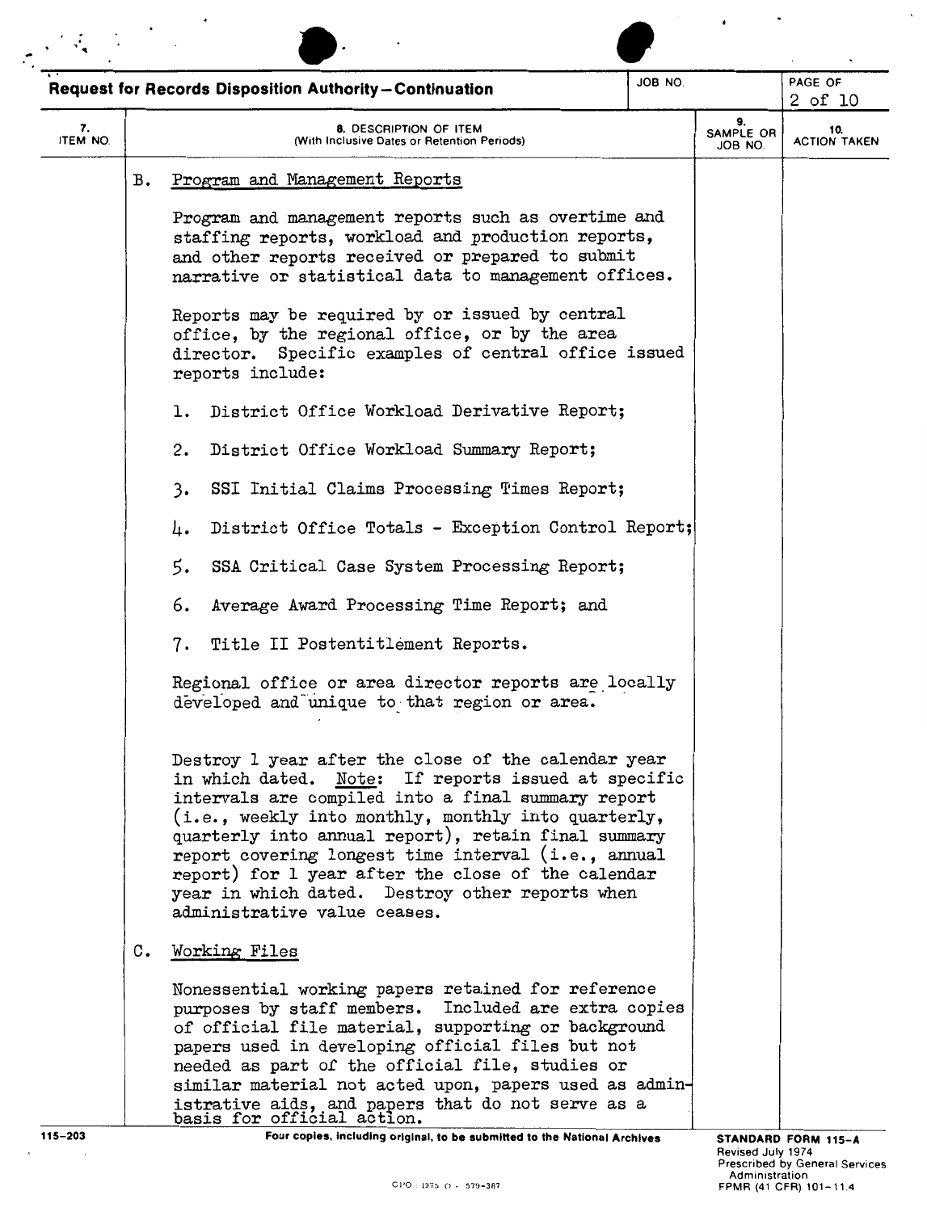**Request for Records Disposition Authority—Continuation**

| 7. ITEM NO. | 8. DESCRIPTION OF ITEM (With Inclusive Dates or Retention Periods) | 9. SAMPLE OR JOB NO. | 10. ACTION TAKEN |
|---|---|---|---|

B. Program and Management Reports

Program and management reports such as overtime and staffing reports, workload and production reports, and other reports received or prepared to submit narrative or statistical data to management offices.

Reports may be required by or issued by central office, by the regional office, or by the area director. Specific examples of central office issued reports include:

1. District Office Workload Derivative Report;
2. District Office Workload Summary Report;
3. SSI Initial Claims Processing Times Report;
4. District Office Totals - Exception Control Report;
5. SSA Critical Case System Processing Report;
6. Average Award Processing Time Report; and
7. Title II Postentitlement Reports.

Regional office or area director reports are locally developed and unique to that region or area.

Destroy 1 year after the close of the calendar year in which dated. Note: If reports issued at specific intervals are compiled into a final summary report (i.e., weekly into monthly, monthly into quarterly, quarterly into annual report), retain final summary report covering longest time interval (i.e., annual report) for 1 year after the close of the calendar year in which dated. Destroy other reports when administrative value ceases.

C. Working Files

Nonessential working papers retained for reference purposes by staff members. Included are extra copies of official file material, supporting or background papers used in developing official files but not needed as part of the official file, studies or similar material not acted upon, papers used as administrative aids, and papers that do not serve as a basis for official action.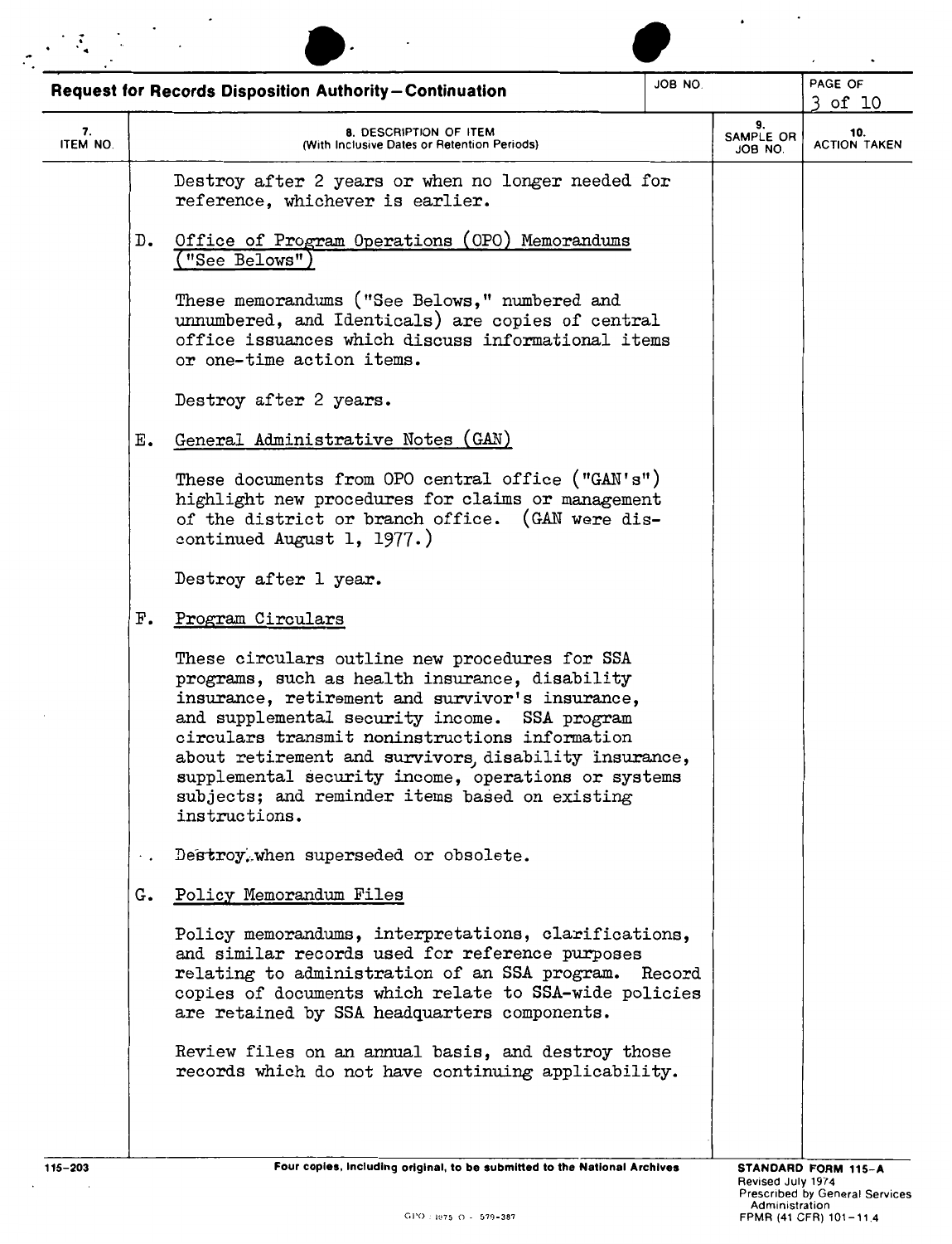## Request for Records Disposition Authority—Continuation

| 7. ITEM NO. | 8. DESCRIPTION OF ITEM (With Inclusive Dates or Retention Periods) | 9. SAMPLE OR JOB NO. | 10. ACTION TAKEN |
|---|---|---|---|

Destroy after 2 years or when no longer needed for reference, whichever is earlier.

D. Office of Program Operations (OPO) Memorandums ("See Belows")

These memorandums ("See Belows," numbered and unnumbered, and Identicals) are copies of central office issuances which discuss informational items or one-time action items.

Destroy after 2 years.

E. General Administrative Notes (GAN)

These documents from OPO central office ("GAN's") highlight new procedures for claims or management of the district or branch office. (GAN were discontinued August 1, 1977.)

Destroy after 1 year.

F. Program Circulars

These circulars outline new procedures for SSA programs, such as health insurance, disability insurance, retirement and survivor's insurance, and supplemental security income. SSA program circulars transmit noninstructions information about retirement and survivors, disability insurance, supplemental security income, operations or systems subjects; and reminder items based on existing instructions.

Destroy when superseded or obsolete.

G. Policy Memorandum Files

Policy memorandums, interpretations, clarifications, and similar records used for reference purposes relating to administration of an SSA program. Record copies of documents which relate to SSA-wide policies are retained by SSA headquarters components.

Review files on an annual basis, and destroy those records which do not have continuing applicability.

Four copies, including original, to be submitted to the National Archives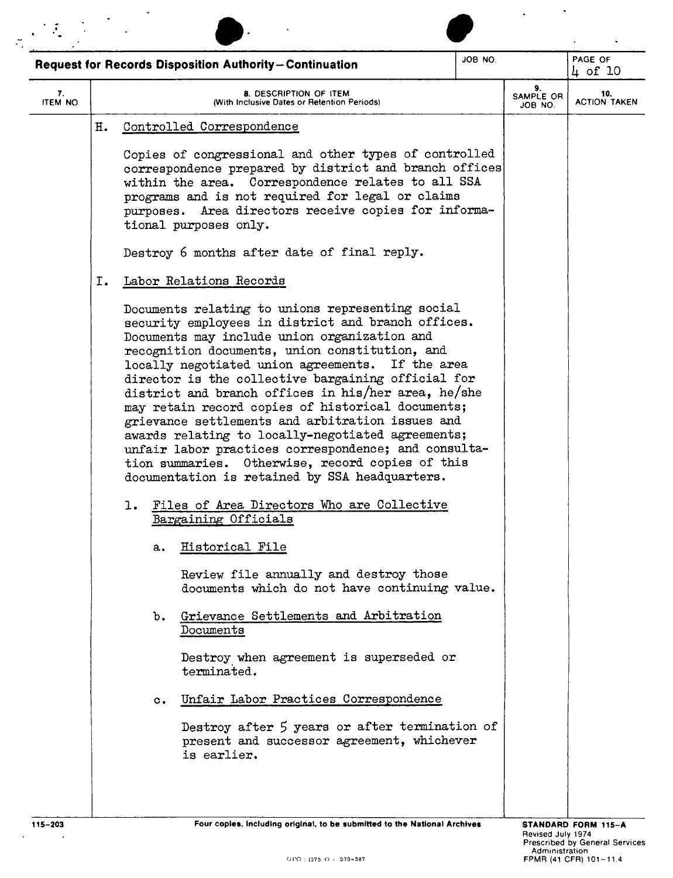**Request for Records Disposition Authority—Continuation**

| 7. ITEM NO. | 8. DESCRIPTION OF ITEM (With Inclusive Dates or Retention Periods) | 9. SAMPLE OR JOB NO. | 10. ACTION TAKEN |
|---|---|---|---|

H. Controlled Correspondence

Copies of congressional and other types of controlled correspondence prepared by district and branch offices within the area. Correspondence relates to all SSA programs and is not required for legal or claims purposes. Area directors receive copies for informational purposes only.

Destroy 6 months after date of final reply.

I. Labor Relations Records

Documents relating to unions representing social security employees in district and branch offices. Documents may include union organization and recognition documents, union constitution, and locally negotiated union agreements. If the area director is the collective bargaining official for district and branch offices in his/her area, he/she may retain record copies of historical documents; grievance settlements and arbitration issues and awards relating to locally-negotiated agreements; unfair labor practices correspondence; and consultation summaries. Otherwise, record copies of this documentation is retained by SSA headquarters.

1. Files of Area Directors Who are Collective Bargaining Officials

   a. Historical File

      Review file annually and destroy those documents which do not have continuing value.

   b. Grievance Settlements and Arbitration Documents

      Destroy when agreement is superseded or terminated.

   c. Unfair Labor Practices Correspondence

      Destroy after 5 years or after termination of present and successor agreement, whichever is earlier.

115-203 — Four copies, including original, to be submitted to the National Archives — STANDARD FORM 115-A, Revised July 1974, Prescribed by General Services Administration, FPMR (41 CFR) 101-11.4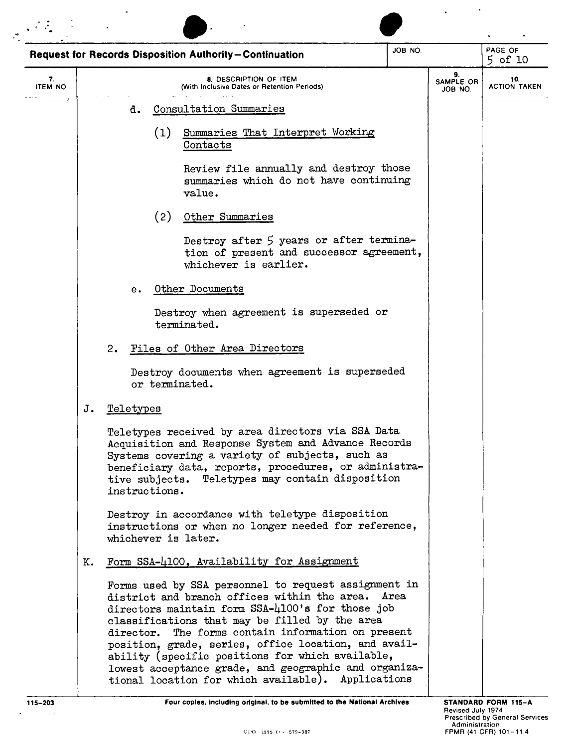**Request for Records Disposition Authority—Continuation**

| 7. ITEM NO. | 8. DESCRIPTION OF ITEM (With Inclusive Dates or Retention Periods) | 9. SAMPLE OR JOB NO. | 10. ACTION TAKEN |
|---|---|---|---|

d. Consultation Summaries

(1) Summaries That Interpret Working Contacts

Review file annually and destroy those summaries which do not have continuing value.

(2) Other Summaries

Destroy after 5 years or after termination of present and successor agreement, whichever is earlier.

e. Other Documents

Destroy when agreement is superseded or terminated.

2. Files of Other Area Directors

Destroy documents when agreement is superseded or terminated.

J. Teletypes

Teletypes received by area directors via SSA Data Acquisition and Response System and Advance Records Systems covering a variety of subjects, such as beneficiary data, reports, procedures, or administrative subjects. Teletypes may contain disposition instructions.

Destroy in accordance with teletype disposition instructions or when no longer needed for reference, whichever is later.

K. Form SSA-4100, Availability for Assignment

Forms used by SSA personnel to request assignment in district and branch offices within the area. Area directors maintain form SSA-4100's for those job classifications that may be filled by the area director. The forms contain information on present position, grade, series, office location, and availability (specific positions for which available, lowest acceptance grade, and geographic and organizational location for which available). Applications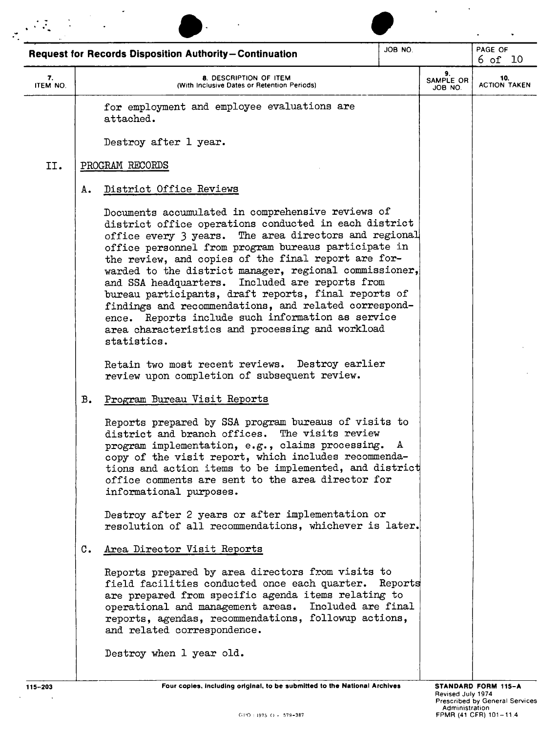## Request for Records Disposition Authority—Continuation

| 7. ITEM NO. | 8. DESCRIPTION OF ITEM (With Inclusive Dates or Retention Periods) | 9. SAMPLE OR JOB NO. | 10. ACTION TAKEN |
|---|---|---|---|
| | for employment and employee evaluations are attached.<br><br>Destroy after 1 year. | | |
| II. | PROGRAM RECORDS | | |
| | A. District Office Reviews<br><br>Documents accumulated in comprehensive reviews of district office operations conducted in each district office every 3 years. The area directors and regional office personnel from program bureaus participate in the review, and copies of the final report are forwarded to the district manager, regional commissioner, and SSA headquarters. Included are reports from bureau participants, draft reports, final reports of findings and recommendations, and related correspondence. Reports include such information as service area characteristics and processing and workload statistics.<br><br>Retain two most recent reviews. Destroy earlier review upon completion of subsequent review. | | |
| | B. Program Bureau Visit Reports<br><br>Reports prepared by SSA program bureaus of visits to district and branch offices. The visits review program implementation, e.g., claims processing. A copy of the visit report, which includes recommendations and action items to be implemented, and district office comments are sent to the area director for informational purposes.<br><br>Destroy after 2 years or after implementation or resolution of all recommendations, whichever is later. | | |
| | C. Area Director Visit Reports<br><br>Reports prepared by area directors from visits to field facilities conducted once each quarter. Reports are prepared from specific agenda items relating to operational and management areas. Included are final reports, agendas, recommendations, followup actions, and related correspondence.<br><br>Destroy when 1 year old. | | |

115-203 Four copies, including original, to be submitted to the National Archives

STANDARD FORM 115-A
Revised July 1974
Prescribed by General Services Administration
FPMR (41 CFR) 101-11.4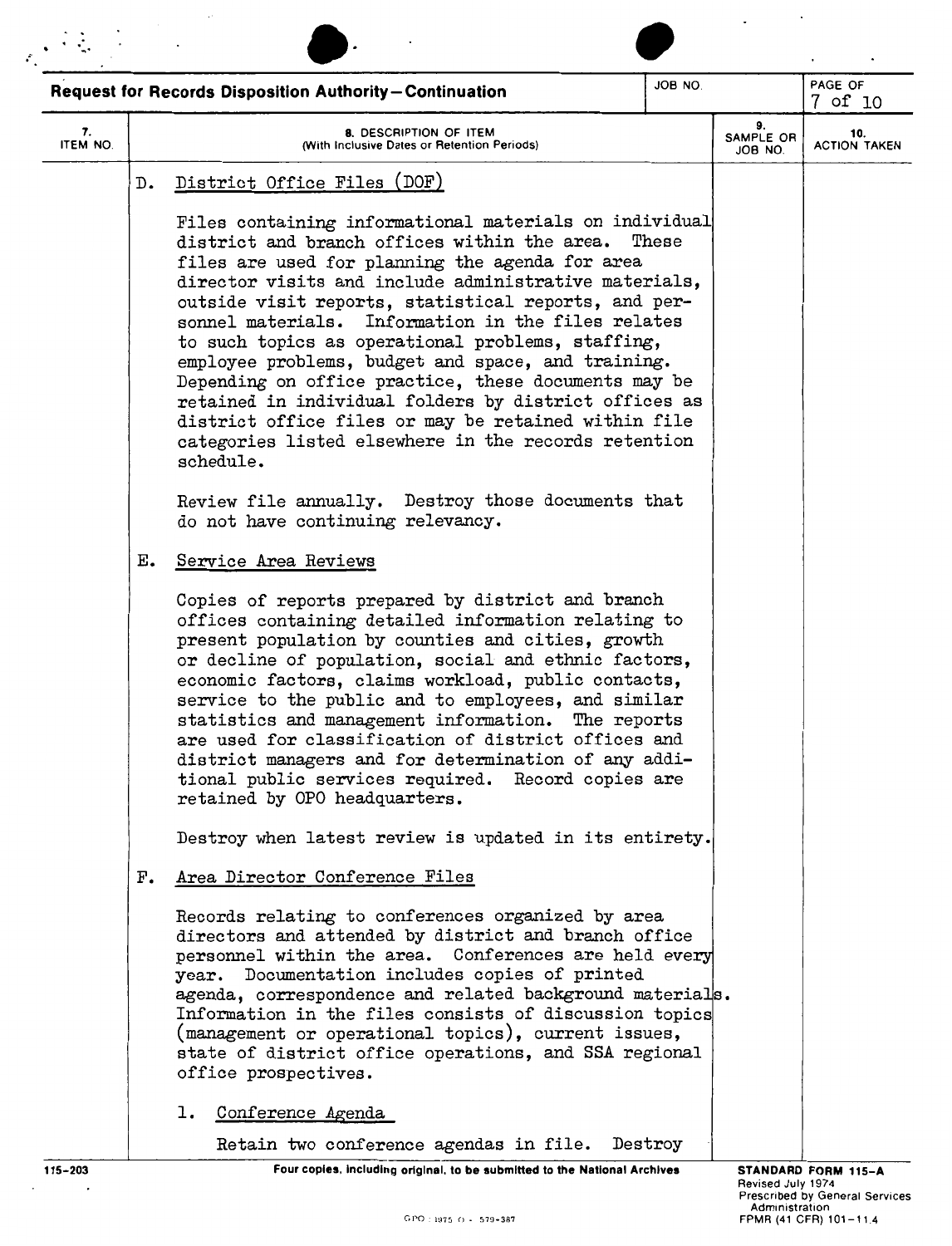**Request for Records Disposition Authority—Continuation**

| 7. ITEM NO. | 8. DESCRIPTION OF ITEM (With Inclusive Dates or Retention Periods) | 9. SAMPLE OR JOB NO. | 10. ACTION TAKEN |
|---|---|---|---|

D. District Office Files (DOF)

Files containing informational materials on individual district and branch offices within the area. These files are used for planning the agenda for area director visits and include administrative materials, outside visit reports, statistical reports, and personnel materials. Information in the files relates to such topics as operational problems, staffing, employee problems, budget and space, and training. Depending on office practice, these documents may be retained in individual folders by district offices as district office files or may be retained within file categories listed elsewhere in the records retention schedule.

Review file annually. Destroy those documents that do not have continuing relevancy.

E. Service Area Reviews

Copies of reports prepared by district and branch offices containing detailed information relating to present population by counties and cities, growth or decline of population, social and ethnic factors, economic factors, claims workload, public contacts, service to the public and to employees, and similar statistics and management information. The reports are used for classification of district offices and district managers and for determination of any additional public services required. Record copies are retained by OPO headquarters.

Destroy when latest review is updated in its entirety.

F. Area Director Conference Files

Records relating to conferences organized by area directors and attended by district and branch office personnel within the area. Conferences are held every year. Documentation includes copies of printed agenda, correspondence and related background materials. Information in the files consists of discussion topics (management or operational topics), current issues, state of district office operations, and SSA regional office prospectives.

1. Conference Agenda

Retain two conference agendas in file. Destroy

115-203 Four copies, including original, to be submitted to the National Archives

STANDARD FORM 115-A
Revised July 1974
Prescribed by General Services Administration
FPMR (41 CFR) 101-11.4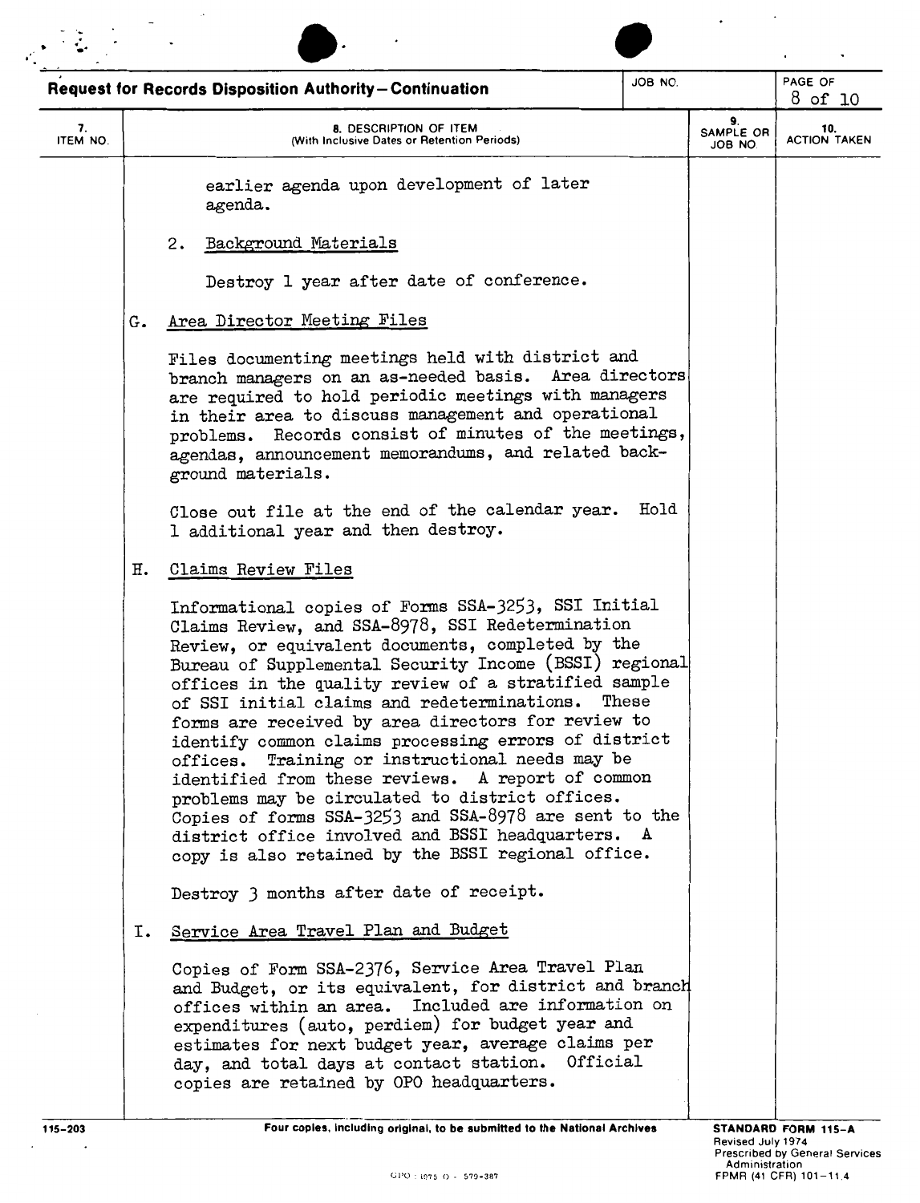**Request for Records Disposition Authority—Continuation**

| 7. ITEM NO. | 8. DESCRIPTION OF ITEM (With Inclusive Dates or Retention Periods) | 9. SAMPLE OR JOB NO. | 10. ACTION TAKEN |
|---|---|---|---|

earlier agenda upon development of later agenda.

2. Background Materials

   Destroy 1 year after date of conference.

G. Area Director Meeting Files

Files documenting meetings held with district and branch managers on an as-needed basis. Area directors are required to hold periodic meetings with managers in their area to discuss management and operational problems. Records consist of minutes of the meetings, agendas, announcement memorandums, and related background materials.

Close out file at the end of the calendar year. Hold 1 additional year and then destroy.

H. Claims Review Files

Informational copies of Forms SSA-3253, SSI Initial Claims Review, and SSA-8978, SSI Redetermination Review, or equivalent documents, completed by the Bureau of Supplemental Security Income (BSSI) regional offices in the quality review of a stratified sample of SSI initial claims and redeterminations. These forms are received by area directors for review to identify common claims processing errors of district offices. Training or instructional needs may be identified from these reviews. A report of common problems may be circulated to district offices. Copies of forms SSA-3253 and SSA-8978 are sent to the district office involved and BSSI headquarters. A copy is also retained by the BSSI regional office.

Destroy 3 months after date of receipt.

I. Service Area Travel Plan and Budget

Copies of Form SSA-2376, Service Area Travel Plan and Budget, or its equivalent, for district and branch offices within an area. Included are information on expenditures (auto, perdiem) for budget year and estimates for next budget year, average claims per day, and total days at contact station. Official copies are retained by OPO headquarters.

115-203 — Four copies, including original, to be submitted to the National Archives — STANDARD FORM 115-A Revised July 1974 Prescribed by General Services Administration FPMR (41 CFR) 101-11.4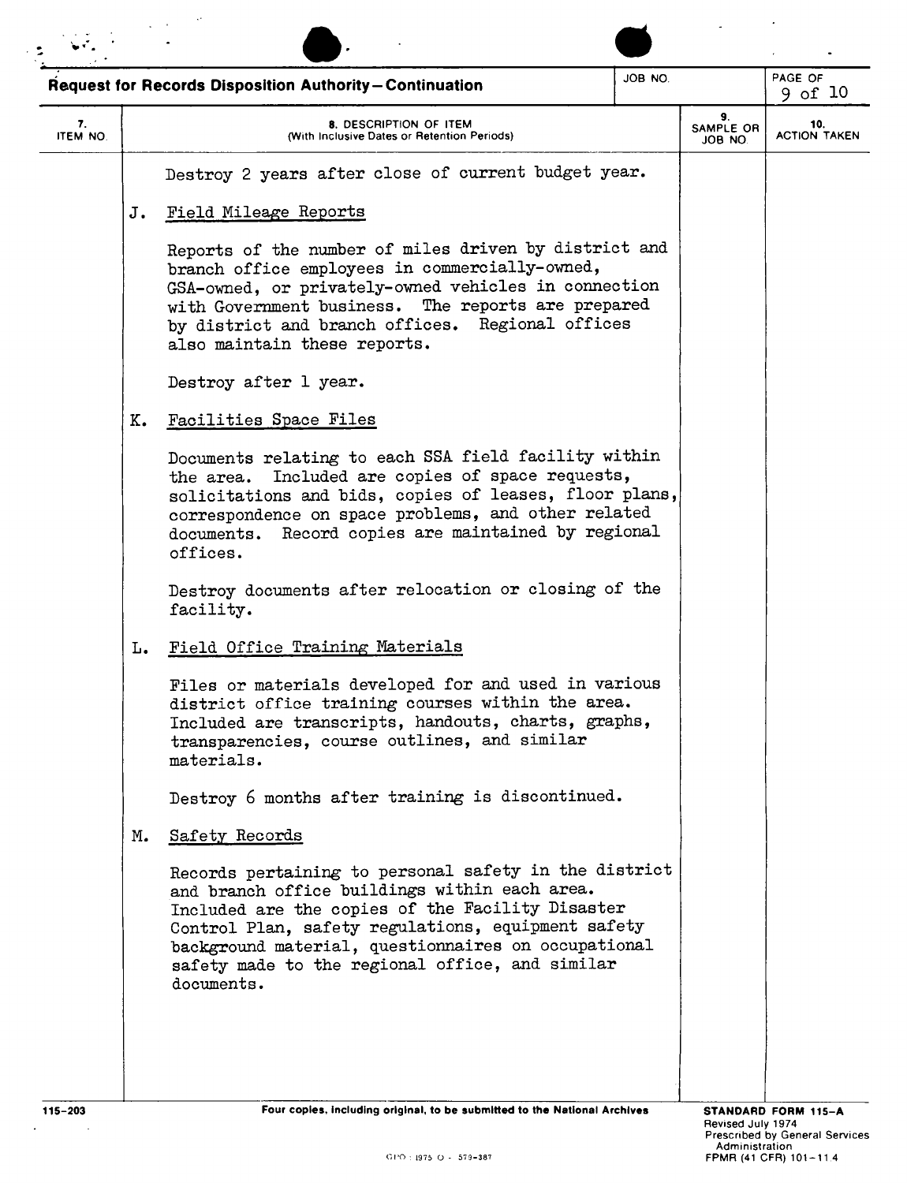**Request for Records Disposition Authority—Continuation**

| 7. ITEM NO. | 8. DESCRIPTION OF ITEM (With Inclusive Dates or Retention Periods) | 9. SAMPLE OR JOB NO. | 10. ACTION TAKEN |
|---|---|---|---|

Destroy 2 years after close of current budget year.

J. Field Mileage Reports

Reports of the number of miles driven by district and branch office employees in commercially-owned, GSA-owned, or privately-owned vehicles in connection with Government business. The reports are prepared by district and branch offices. Regional offices also maintain these reports.

Destroy after 1 year.

K. Facilities Space Files

Documents relating to each SSA field facility within the area. Included are copies of space requests, solicitations and bids, copies of leases, floor plans, correspondence on space problems, and other related documents. Record copies are maintained by regional offices.

Destroy documents after relocation or closing of the facility.

L. Field Office Training Materials

Files or materials developed for and used in various district office training courses within the area. Included are transcripts, handouts, charts, graphs, transparencies, course outlines, and similar materials.

Destroy 6 months after training is discontinued.

M. Safety Records

Records pertaining to personal safety in the district and branch office buildings within each area. Included are the copies of the Facility Disaster Control Plan, safety regulations, equipment safety background material, questionnaires on occupational safety made to the regional office, and similar documents.

115-203

Four copies, including original, to be submitted to the National Archives

STANDARD FORM 115-A
Revised July 1974
Prescribed by General Services Administration
FPMR (41 CFR) 101-11.4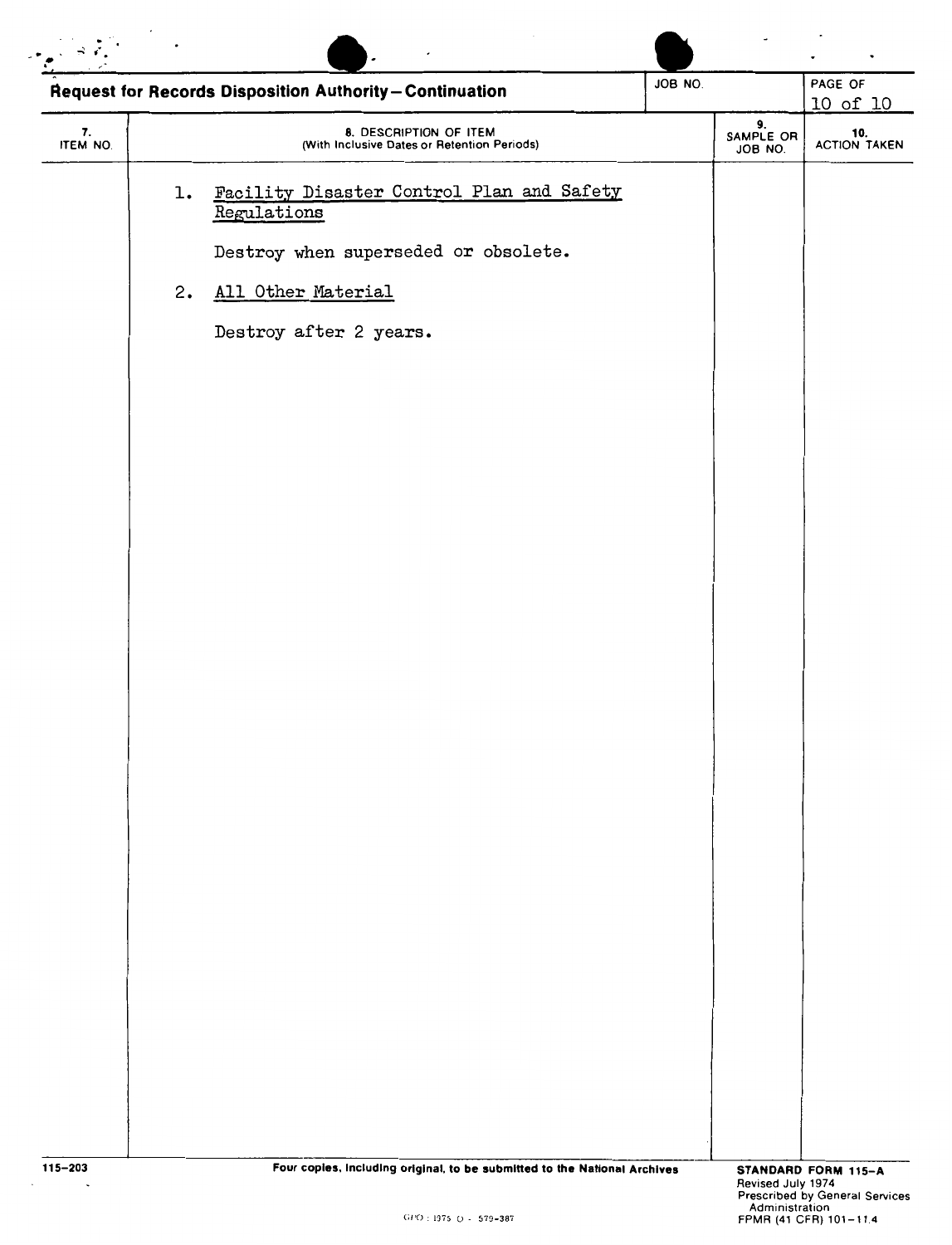## Request for Records Disposition Authority—Continuation

| 7. ITEM NO. | 8. DESCRIPTION OF ITEM (With Inclusive Dates or Retention Periods) | 9. SAMPLE OR JOB NO. | 10. ACTION TAKEN |
|---|---|---|---|
| | 1. Facility Disaster Control Plan and Safety Regulations<br><br>Destroy when superseded or obsolete.<br><br>2. All Other Material<br><br>Destroy after 2 years. | | |

115-203

Four copies, including original, to be submitted to the National Archives

STANDARD FORM 115-A
Revised July 1974
Prescribed by General Services Administration
FPMR (41 CFR) 101-11.4

GPO : 1975 O - 579-387